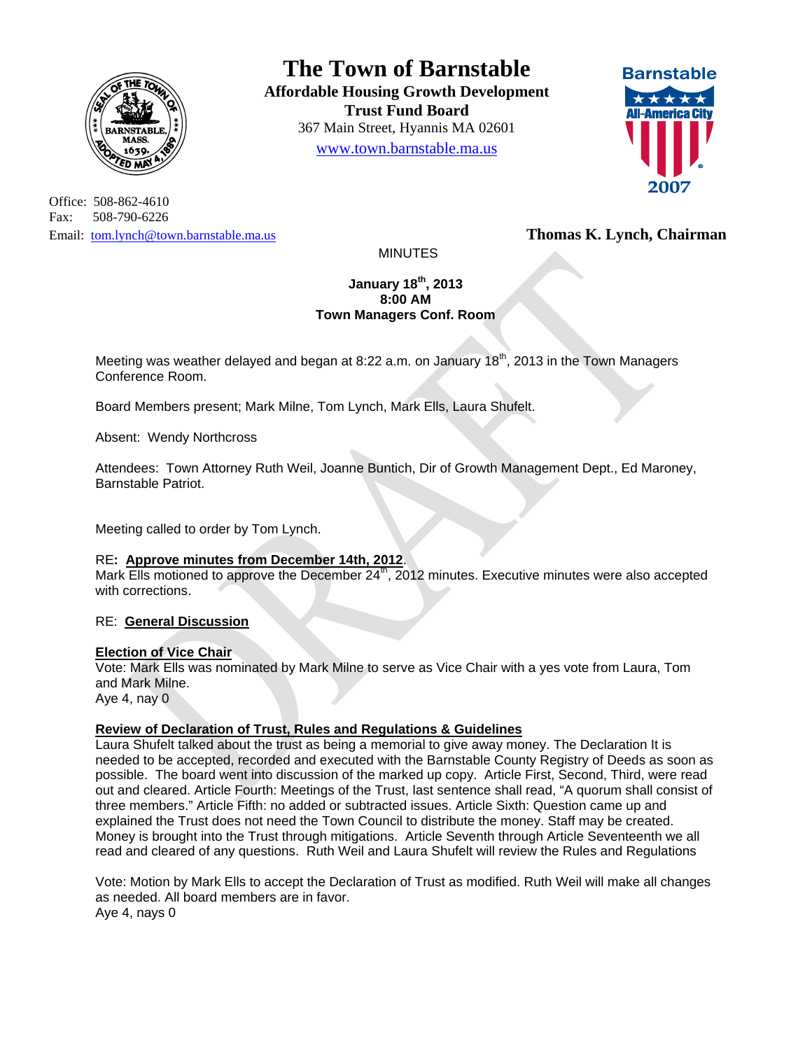# The Town of Barnstable

**Affordable Housing Growth Development Trust Fund Board**
367 Main Street, Hyannis MA 02601
www.town.barnstable.ma.us

Office: 508-862-4610
Fax: 508-790-6226
Email: tom.lynch@town.barnstable.ma.us

**Thomas K. Lynch, Chairman**

MINUTES

**January 18th, 2013**
**8:00 AM**
**Town Managers Conf. Room**

Meeting was weather delayed and began at 8:22 a.m. on January 18th, 2013 in the Town Managers Conference Room.

Board Members present; Mark Milne, Tom Lynch, Mark Ells, Laura Shufelt.

Absent: Wendy Northcross

Attendees: Town Attorney Ruth Weil, Joanne Buntich, Dir of Growth Management Dept., Ed Maroney, Barnstable Patriot.

Meeting called to order by Tom Lynch.

RE**: Approve minutes from December 14th, 2012**.
Mark Ells motioned to approve the December 24th, 2012 minutes. Executive minutes were also accepted with corrections.

RE: **General Discussion**

**Election of Vice Chair**
Vote: Mark Ells was nominated by Mark Milne to serve as Vice Chair with a yes vote from Laura, Tom and Mark Milne.
Aye 4, nay 0

**Review of Declaration of Trust, Rules and Regulations & Guidelines**
Laura Shufelt talked about the trust as being a memorial to give away money. The Declaration It is needed to be accepted, recorded and executed with the Barnstable County Registry of Deeds as soon as possible. The board went into discussion of the marked up copy. Article First, Second, Third, were read out and cleared. Article Fourth: Meetings of the Trust, last sentence shall read, "A quorum shall consist of three members." Article Fifth: no added or subtracted issues. Article Sixth: Question came up and explained the Trust does not need the Town Council to distribute the money. Staff may be created. Money is brought into the Trust through mitigations. Article Seventh through Article Seventeenth we all read and cleared of any questions. Ruth Weil and Laura Shufelt will review the Rules and Regulations

Vote: Motion by Mark Ells to accept the Declaration of Trust as modified. Ruth Weil will make all changes as needed. All board members are in favor.
Aye 4, nays 0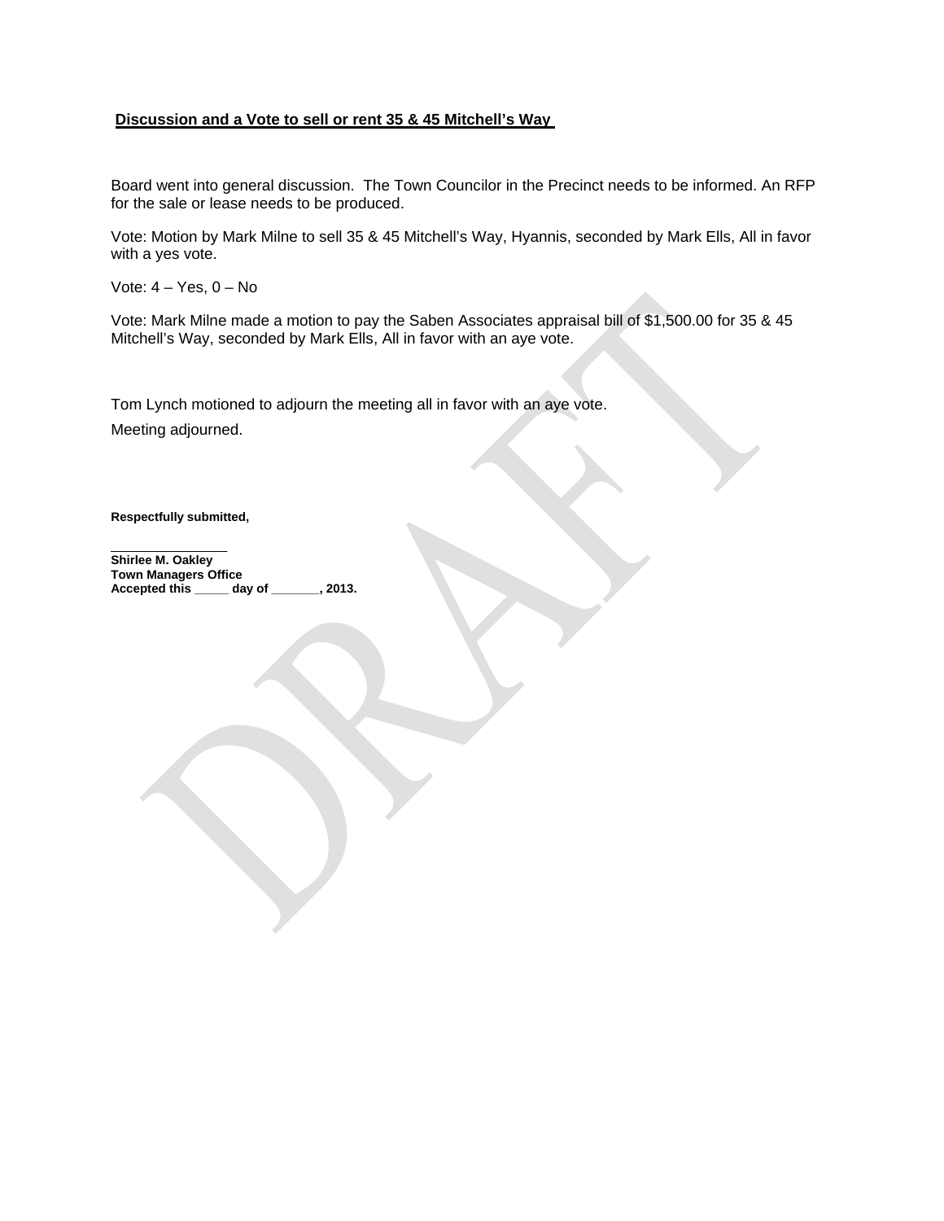**Discussion and a Vote to sell or rent 35 & 45 Mitchell's Way**

Board went into general discussion. The Town Councilor in the Precinct needs to be informed. An RFP for the sale or lease needs to be produced.

Vote: Motion by Mark Milne to sell 35 & 45 Mitchell's Way, Hyannis, seconded by Mark Ells, All in favor with a yes vote.

Vote: 4 – Yes, 0 – No

Vote: Mark Milne made a motion to pay the Saben Associates appraisal bill of $1,500.00 for 35 & 45 Mitchell's Way, seconded by Mark Ells, All in favor with an aye vote.

Tom Lynch motioned to adjourn the meeting all in favor with an aye vote.

Meeting adjourned.

**Respectfully submitted,**

________________

**Shirlee M. Oakley**
**Town Managers Office**
**Accepted this _____ day of _______, 2013.**

DRAFT